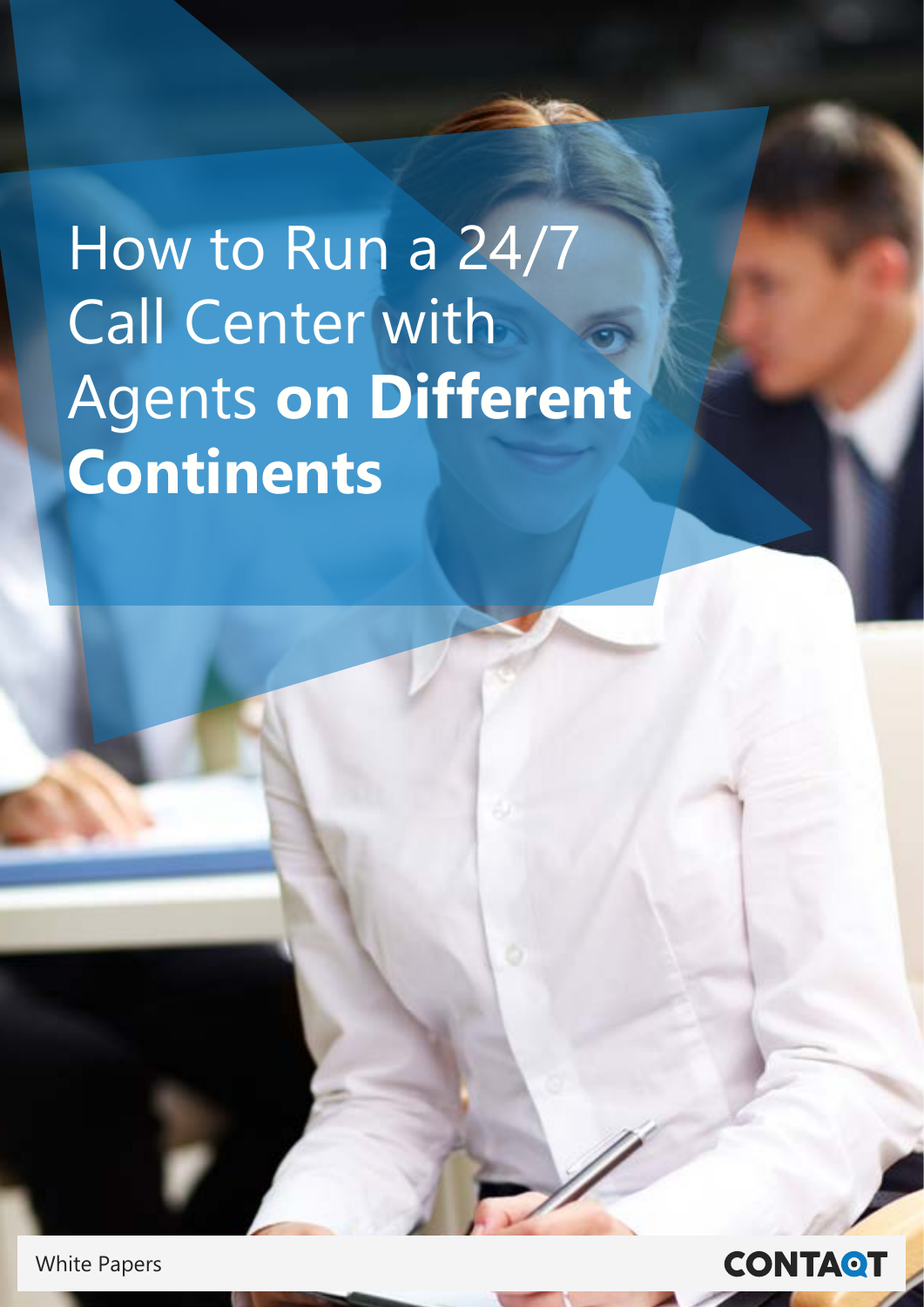# How to Run a 24/7 Call Center with Agents **on Different Continents**

White Papers

CONTAQT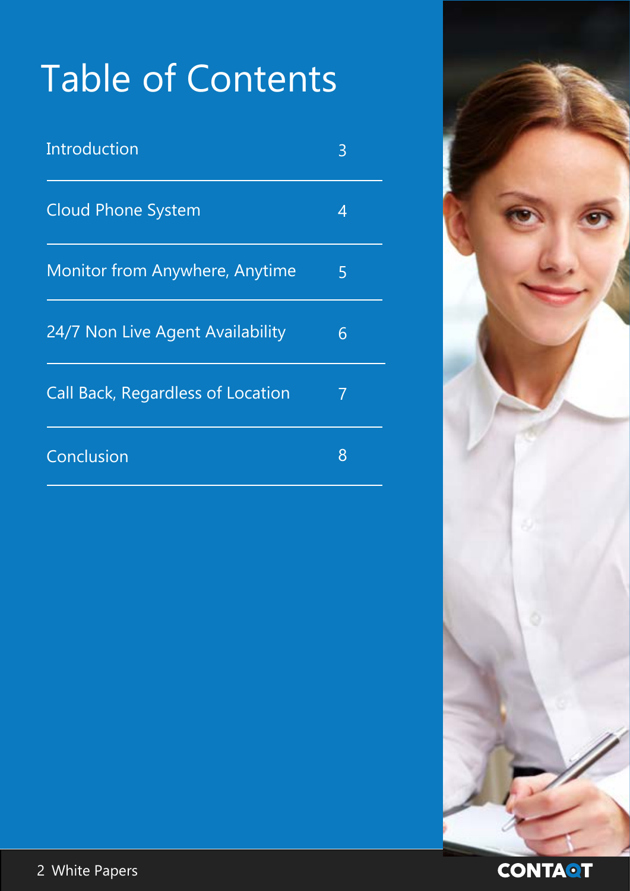# Table of Contents

| | |
|---|---|
| Introduction | 3 |
| Cloud Phone System | 4 |
| Monitor from Anywhere, Anytime | 5 |
| 24/7 Non Live Agent Availability | 6 |
| Call Back, Regardless of Location | 7 |
| Conclusion | 8 |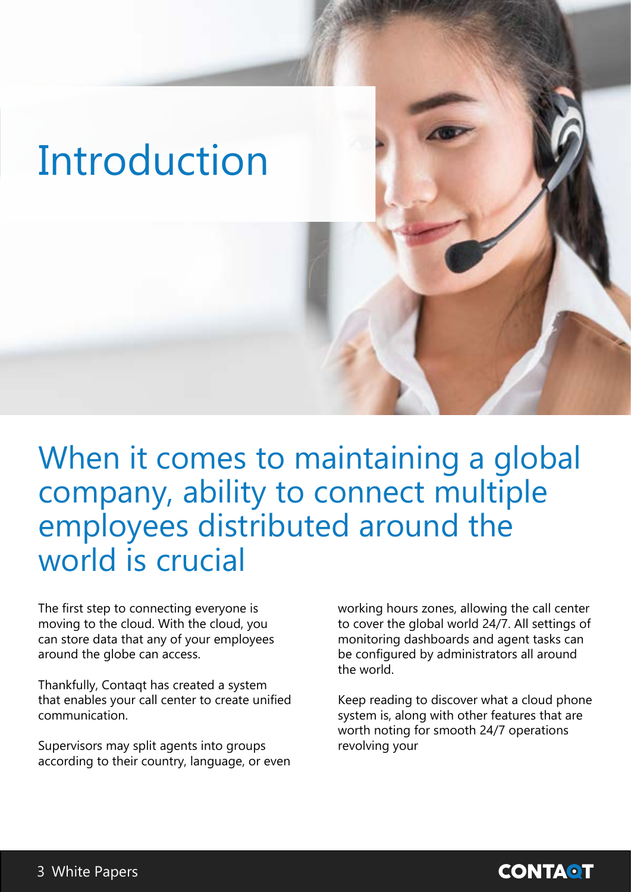# Introduction

## When it comes to maintaining a global company, ability to connect multiple employees distributed around the world is crucial

The first step to connecting everyone is moving to the cloud. With the cloud, you can store data that any of your employees around the globe can access.

Thankfully, Contaqt has created a system that enables your call center to create unified communication.

Supervisors may split agents into groups according to their country, language, or even working hours zones, allowing the call center to cover the global world 24/7. All settings of monitoring dashboards and agent tasks can be configured by administrators all around the world.

Keep reading to discover what a cloud phone system is, along with other features that are worth noting for smooth 24/7 operations revolving your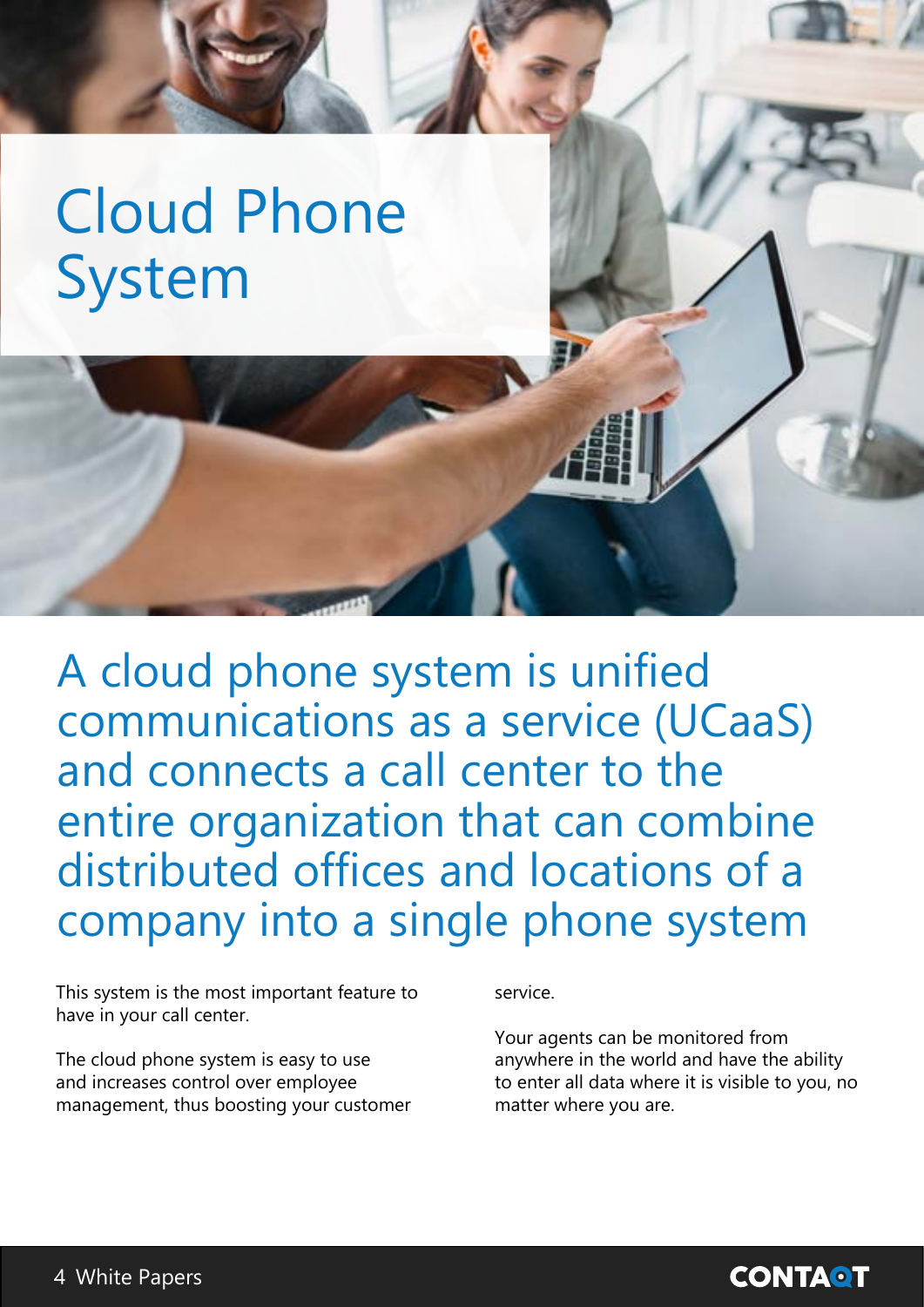# Cloud Phone System

## A cloud phone system is unified communications as a service (UCaaS) and connects a call center to the entire organization that can combine distributed offices and locations of a company into a single phone system

This system is the most important feature to have in your call center.

The cloud phone system is easy to use and increases control over employee management, thus boosting your customer service.

Your agents can be monitored from anywhere in the world and have the ability to enter all data where it is visible to you, no matter where you are.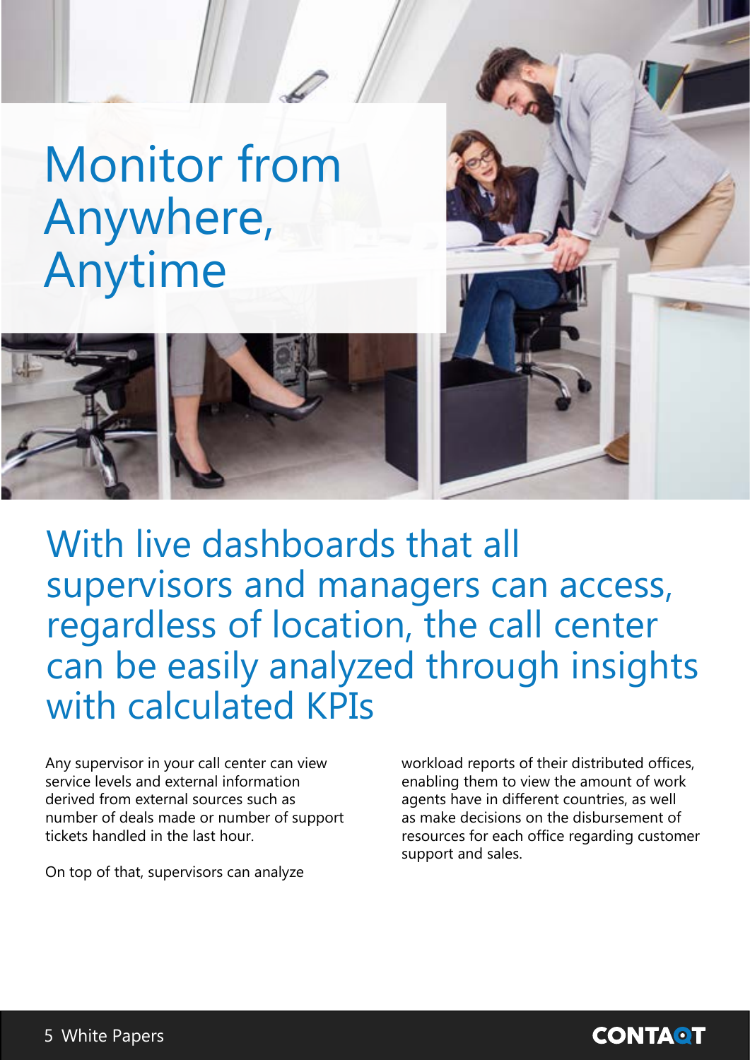# Monitor from Anywhere, Anytime

## With live dashboards that all supervisors and managers can access, regardless of location, the call center can be easily analyzed through insights with calculated KPIs

Any supervisor in your call center can view service levels and external information derived from external sources such as number of deals made or number of support tickets handled in the last hour.

On top of that, supervisors can analyze workload reports of their distributed offices, enabling them to view the amount of work agents have in different countries, as well as make decisions on the disbursement of resources for each office regarding customer support and sales.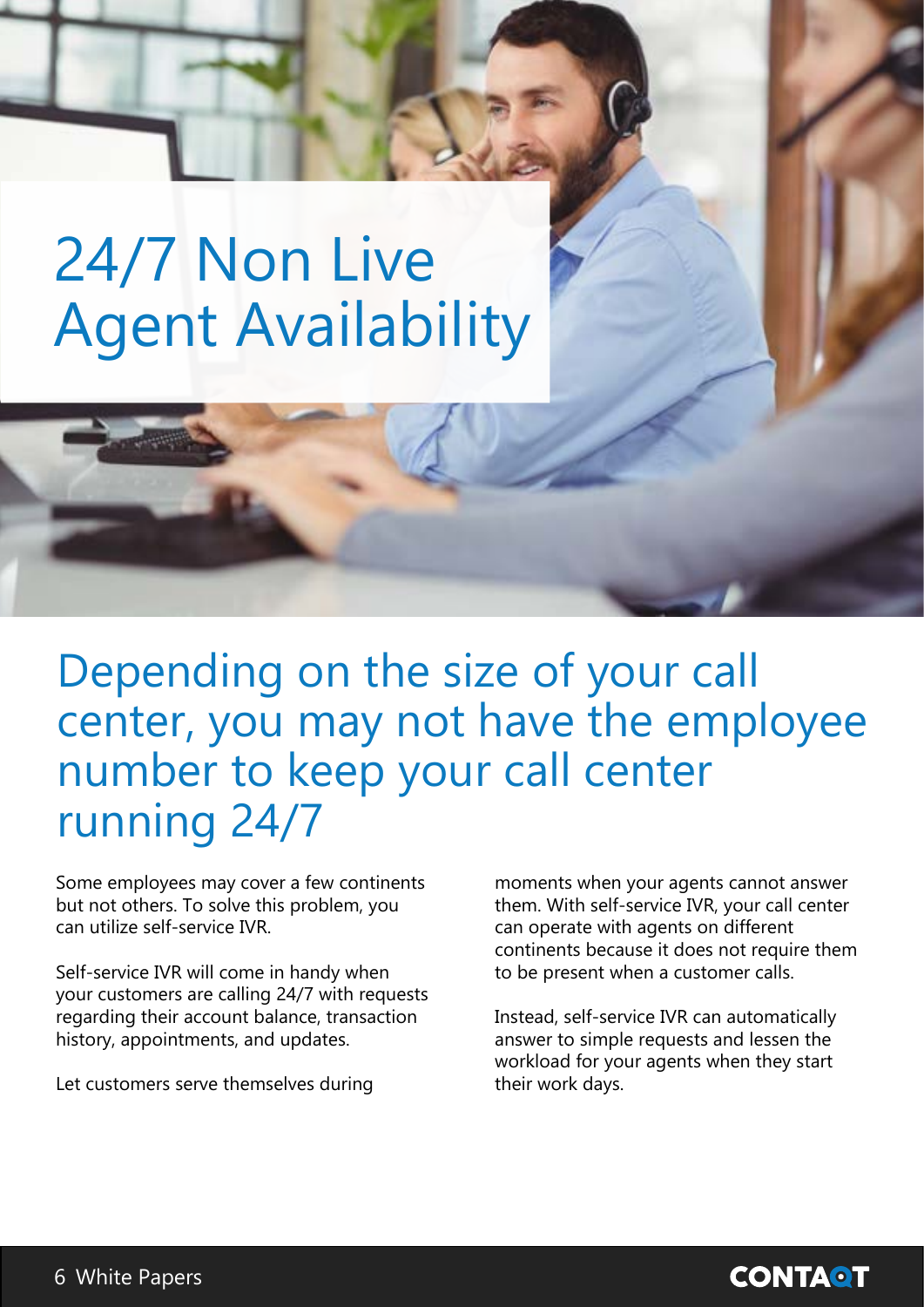# 24/7 Non Live Agent Availability

## Depending on the size of your call center, you may not have the employee number to keep your call center running 24/7

Some employees may cover a few continents but not others. To solve this problem, you can utilize self-service IVR.

Self-service IVR will come in handy when your customers are calling 24/7 with requests regarding their account balance, transaction history, appointments, and updates.

Let customers serve themselves during moments when your agents cannot answer them. With self-service IVR, your call center can operate with agents on different continents because it does not require them to be present when a customer calls.

Instead, self-service IVR can automatically answer to simple requests and lessen the workload for your agents when they start their work days.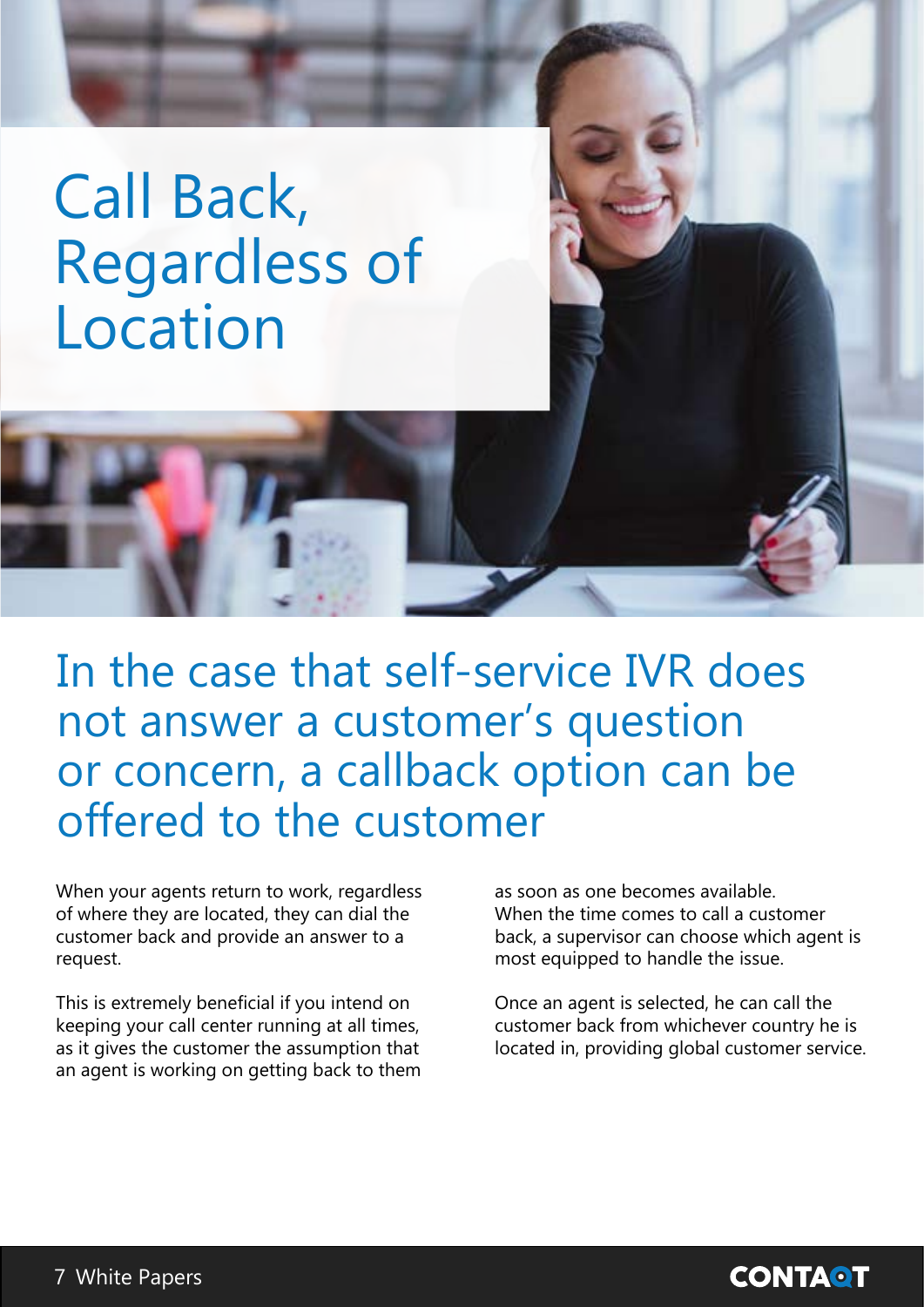# Call Back, Regardless of Location

## In the case that self-service IVR does not answer a customer's question or concern, a callback option can be offered to the customer

When your agents return to work, regardless of where they are located, they can dial the customer back and provide an answer to a request.

This is extremely beneficial if you intend on keeping your call center running at all times, as it gives the customer the assumption that an agent is working on getting back to them as soon as one becomes available. When the time comes to call a customer back, a supervisor can choose which agent is most equipped to handle the issue.

Once an agent is selected, he can call the customer back from whichever country he is located in, providing global customer service.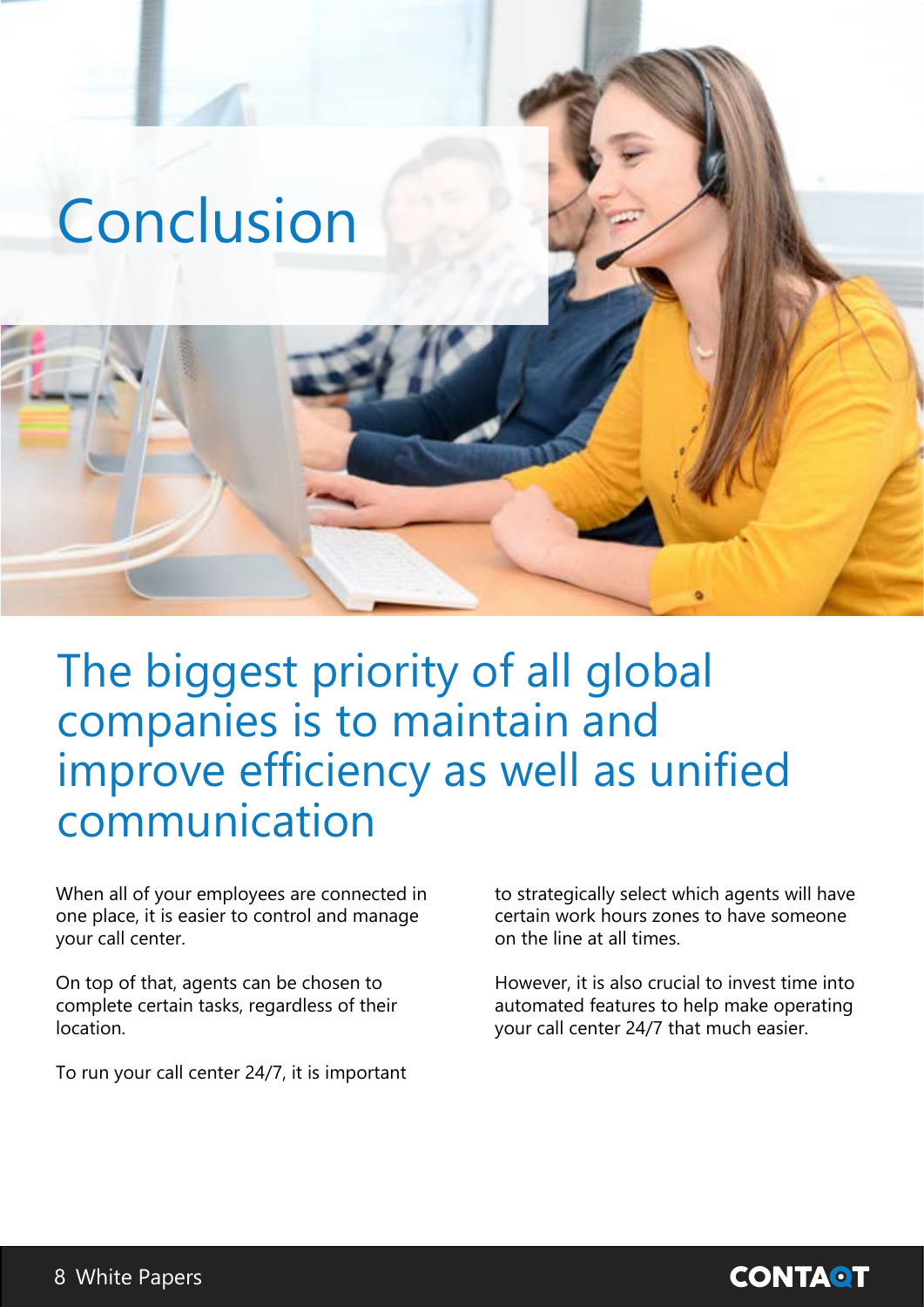# Conclusion

## The biggest priority of all global companies is to maintain and improve efficiency as well as unified communication

When all of your employees are connected in one place, it is easier to control and manage your call center.

On top of that, agents can be chosen to complete certain tasks, regardless of their location.

To run your call center 24/7, it is important to strategically select which agents will have certain work hours zones to have someone on the line at all times.

However, it is also crucial to invest time into automated features to help make operating your call center 24/7 that much easier.